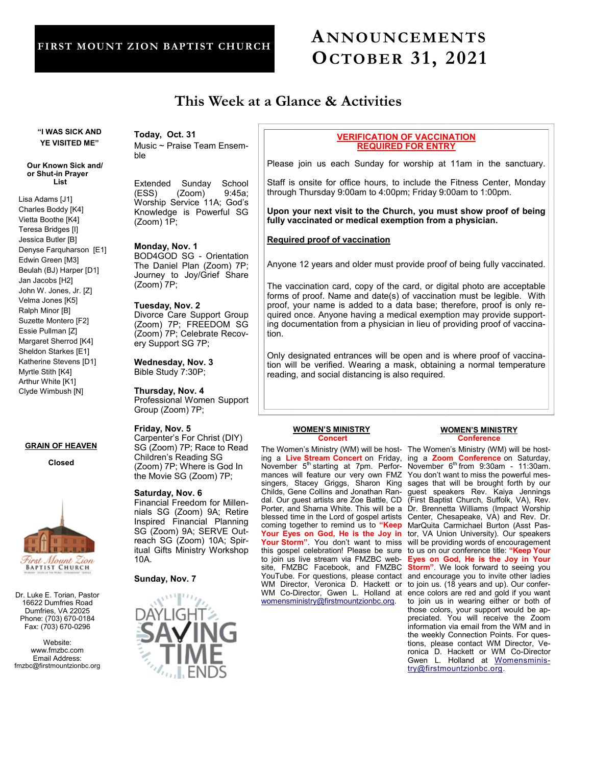FIRST MOUNT ZION BAPTIST CHURCH

# ANNOUNCEMENTS OCTOBER 31, 2021

## This Week at a Glance & Activities

**"I WAS SICK AND YE VISITED ME"**

**Our Known Sick and/ or Shut-in Prayer List**

Lisa Adams [J1]
Charles Boddy [K4]
Vietta Boothe [K4]
Teresa Bridges [I]
Jessica Butler [B]
Denyse Farquharson [E1]
Edwin Green [M3]
Beulah (BJ) Harper [D1]
Jan Jacobs [H2]
John W. Jones, Jr. [Z]
Velma Jones [K5]
Ralph Minor [B]
Suzette Montero [F2]
Essie Pullman [Z]
Margaret Sherrod [K4]
Sheldon Starkes [E1]
Katherine Stevens [D1]
Myrtle Stith [K4]
Arthur White [K1]
Clyde Wimbush [N]

**GRAIN OF HEAVEN**

**Closed**

Dr. Luke E. Torian, Pastor
16622 Dumfries Road
Dumfries, VA 22025
Phone: (703) 670-0184
Fax: (703) 670-0296

Website:
www.fmzbc.com
Email Address:
fmzbc@firstmountzionbc.org

**Today, Oct. 31**
Music ~ Praise Team Ensemble

Extended Sunday School (ESS) (Zoom) 9:45a; Worship Service 11A; God's Knowledge is Powerful SG (Zoom) 1P;

**Monday, Nov. 1**
BOD4GOD SG - Orientation The Daniel Plan (Zoom) 7P; Journey to Joy/Grief Share (Zoom) 7P;

**Tuesday, Nov. 2**
Divorce Care Support Group (Zoom) 7P; FREEDOM SG (Zoom) 7P; Celebrate Recovery Support SG 7P;

**Wednesday, Nov. 3**
Bible Study 7:30P;

**Thursday, Nov. 4**
Professional Women Support Group (Zoom) 7P;

**Friday, Nov. 5**
Carpenter's For Christ (DIY) SG (Zoom) 7P; Race to Read Children's Reading SG (Zoom) 7P; Where is God In the Movie SG (Zoom) 7P;

**Saturday, Nov. 6**
Financial Freedom for Millennials SG (Zoom) 9A; Retire Inspired Financial Planning SG (Zoom) 9A; SERVE Outreach SG (Zoom) 10A; Spiritual Gifts Ministry Workshop 10A.

**Sunday, Nov. 7**

DAYLIGHT SAVING TIME ENDS

**VERIFICATION OF VACCINATION REQUIRED FOR ENTRY**

Please join us each Sunday for worship at 11am in the sanctuary.

Staff is onsite for office hours, to include the Fitness Center, Monday through Thursday 9:00am to 4:00pm; Friday 9:00am to 1:00pm.

**Upon your next visit to the Church, you must show proof of being fully vaccinated or medical exemption from a physician.**

**Required proof of vaccination**

Anyone 12 years and older must provide proof of being fully vaccinated.

The vaccination card, copy of the card, or digital photo are acceptable forms of proof. Name and date(s) of vaccination must be legible. With proof, your name is added to a data base; therefore, proof is only required once. Anyone having a medical exemption may provide supporting documentation from a physician in lieu of providing proof of vaccination.

Only designated entrances will be open and is where proof of vaccination will be verified. Wearing a mask, obtaining a normal temperature reading, and social distancing is also required.

**WOMEN'S MINISTRY**
**Concert**

The Women's Ministry (WM) will be hosting a **Live Stream Concert** on Friday, November 5th starting at 7pm. Performances will feature our very own FMZ singers, Stacey Griggs, Sharon King Childs, Gene Collins and Jonathan Randal. Our guest artists are Zoe Battle, CD Porter, and Sharna White. This will be a blessed time in the Lord of gospel artists coming together to remind us to **"Keep Your Eyes on God, He is the Joy in Your Storm"**. You don't want to miss this gospel celebration! Please be sure to join us live stream via FMZBC website, FMZBC Facebook, and FMZBC YouTube. For questions, please contact WM Director, Veronica D. Hackett or WM Co-Director, Gwen L. Holland at womensministry@firstmountzionbc.org.

**WOMEN'S MINISTRY**
**Conference**

The Women's Ministry (WM) will be hosting a **Zoom Conference** on Saturday, November 6th from 9:30am - 11:30am. You don't want to miss the powerful messages that will be brought forth by our guest speakers Rev. Kaiya Jennings (First Baptist Church, Suffolk, VA), Rev. Dr. Brennetta Williams (Impact Worship Center, Chesapeake, VA) and Rev. Dr. MarQuita Carmichael Burton (Asst Pastor, VA Union University). Our speakers will be providing words of encouragement to us on our conference title: **"Keep Your Eyes on God, He is the Joy in Your Storm"**. We look forward to seeing you and encourage you to invite other ladies to join us. (18 years and up). Our conference colors are red and gold if you want to join us in wearing either or both of those colors, your support would be appreciated. You will receive the Zoom information via email from the WM and in the weekly Connection Points. For questions, please contact WM Director, Veronica D. Hackett or WM Co-Director Gwen L. Holland at Womensministry@firstmountzionbc.org.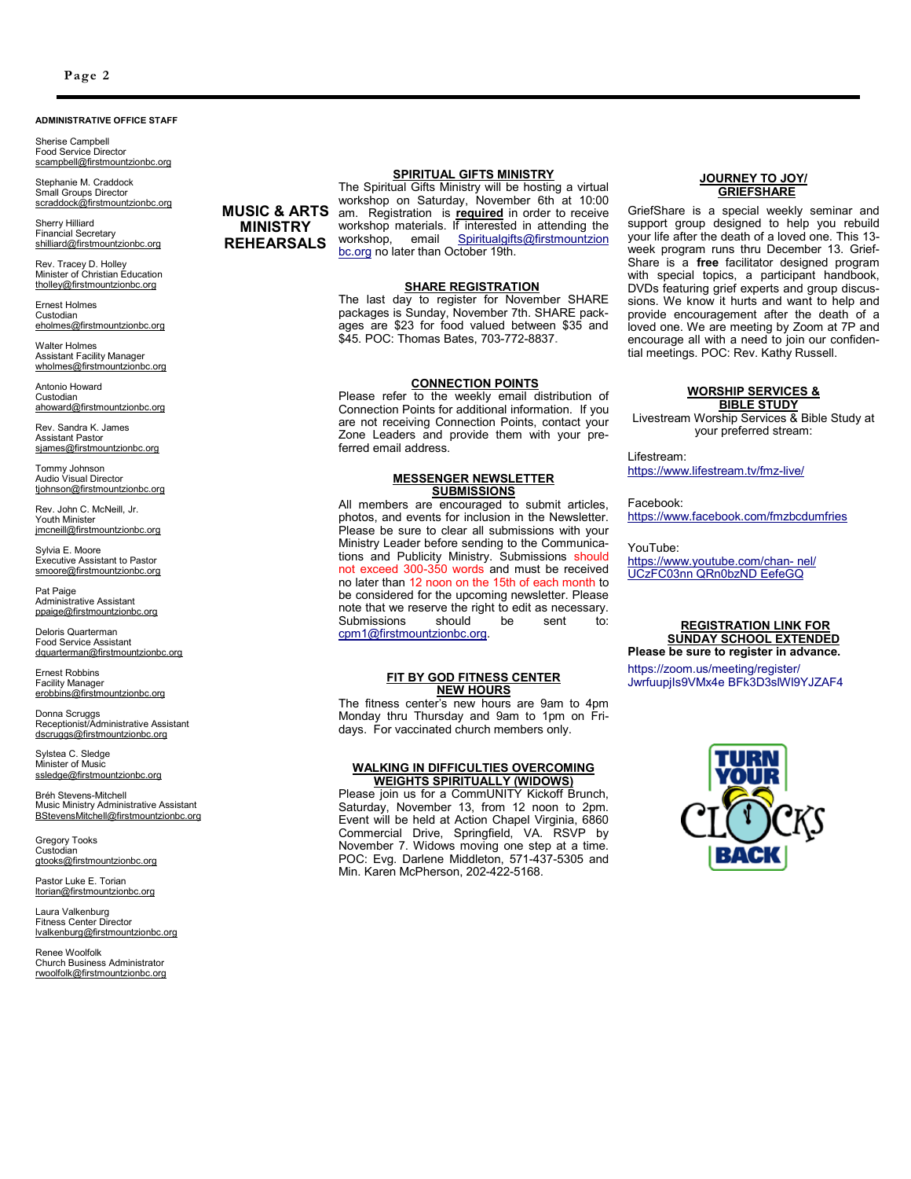**ADMINISTRATIVE OFFICE STAFF**

Sherise Campbell
Food Service Director
scampbell@firstmountzionbc.org

Stephanie M. Craddock
Small Groups Director
scraddock@firstmountzionbc.org

Sherry Hilliard
Financial Secretary
shilliard@firstmountzionbc.org

Rev. Tracey D. Holley
Minister of Christian Education
tholley@firstmountzionbc.org

Ernest Holmes
Custodian
eholmes@firstmountzionbc.org

Walter Holmes
Assistant Facility Manager
wholmes@firstmountzionbc.org

Antonio Howard
Custodian
ahoward@firstmountzionbc.org

Rev. Sandra K. James
Assistant Pastor
sjames@firstmountzionbc.org

Tommy Johnson
Audio Visual Director
tjohnson@firstmountzionbc.org

Rev. John C. McNeill, Jr.
Youth Minister
jmcneill@firstmountzionbc.org

Sylvia E. Moore
Executive Assistant to Pastor
smoore@firstmountzionbc.org

Pat Paige
Administrative Assistant
ppaige@firstmountzionbc.org

Deloris Quarterman
Food Service Assistant
dquarterman@firstmountzionbc.org

Ernest Robbins
Facility Manager
erobbins@firstmountzionbc.org

Donna Scruggs
Receptionist/Administrative Assistant
dscruggs@firstmountzionbc.org

Sylstea C. Sledge
Minister of Music
ssledge@firstmountzionbc.org

Bréh Stevens-Mitchell
Music Ministry Administrative Assistant
BStevensMitchell@firstmountzionbc.org

Gregory Tooks
Custodian
gtooks@firstmountzionbc.org

Pastor Luke E. Torian
ltorian@firstmountzionbc.org

Laura Valkenburg
Fitness Center Director
lvalkenburg@firstmountzionbc.org

Renee Woolfolk
Church Business Administrator
rwoolfolk@firstmountzionbc.org

## MUSIC & ARTS MINISTRY REHEARSALS

### SPIRITUAL GIFTS MINISTRY

The Spiritual Gifts Ministry will be hosting a virtual workshop on Saturday, November 6th at 10:00 am. Registration is **required** in order to receive workshop materials. If interested in attending the workshop, email Spiritualgifts@firstmountzionbc.org no later than October 19th.

### SHARE REGISTRATION

The last day to register for November SHARE packages is Sunday, November 7th. SHARE packages are $23 for food valued between $35 and $45. POC: Thomas Bates, 703-772-8837.

### CONNECTION POINTS

Please refer to the weekly email distribution of Connection Points for additional information. If you are not receiving Connection Points, contact your Zone Leaders and provide them with your preferred email address.

### MESSENGER NEWSLETTER SUBMISSIONS

All members are encouraged to submit articles, photos, and events for inclusion in the Newsletter. Please be sure to clear all submissions with your Ministry Leader before sending to the Communications and Publicity Ministry. Submissions should not exceed 300-350 words and must be received no later than 12 noon on the 15th of each month to be considered for the upcoming newsletter. Please note that we reserve the right to edit as necessary. Submissions should be sent to: cpm1@firstmountzionbc.org.

### FIT BY GOD FITNESS CENTER NEW HOURS

The fitness center's new hours are 9am to 4pm Monday thru Thursday and 9am to 1pm on Fridays. For vaccinated church members only.

### WALKING IN DIFFICULTIES OVERCOMING WEIGHTS SPIRITUALLY (WIDOWS)

Please join us for a CommUNITY Kickoff Brunch, Saturday, November 13, from 12 noon to 2pm. Event will be held at Action Chapel Virginia, 6860 Commercial Drive, Springfield, VA. RSVP by November 7. Widows moving one step at a time. POC: Evg. Darlene Middleton, 571-437-5305 and Min. Karen McPherson, 202-422-5168.

### JOURNEY TO JOY/ GRIEFSHARE

GriefShare is a special weekly seminar and support group designed to help you rebuild your life after the death of a loved one. This 13-week program runs thru December 13. GriefShare is a **free** facilitator designed program with special topics, a participant handbook, DVDs featuring grief experts and group discussions. We know it hurts and want to help and provide encouragement after the death of a loved one. We are meeting by Zoom at 7P and encourage all with a need to join our confidential meetings. POC: Rev. Kathy Russell.

### WORSHIP SERVICES & BIBLE STUDY

Livestream Worship Services & Bible Study at your preferred stream:

Lifestream:
https://www.lifestream.tv/fmz-live/

Facebook:
https://www.facebook.com/fmzbcdumfries

YouTube:
https://www.youtube.com/chan- nel/UCzFC03nn QRn0bzND EefeGQ

### REGISTRATION LINK FOR SUNDAY SCHOOL EXTENDED

**Please be sure to register in advance.**

https://zoom.us/meeting/register/JwrfuupjIs9VMx4e BFk3D3slWI9YJZAF4

TURN YOUR CLOCKS BACK